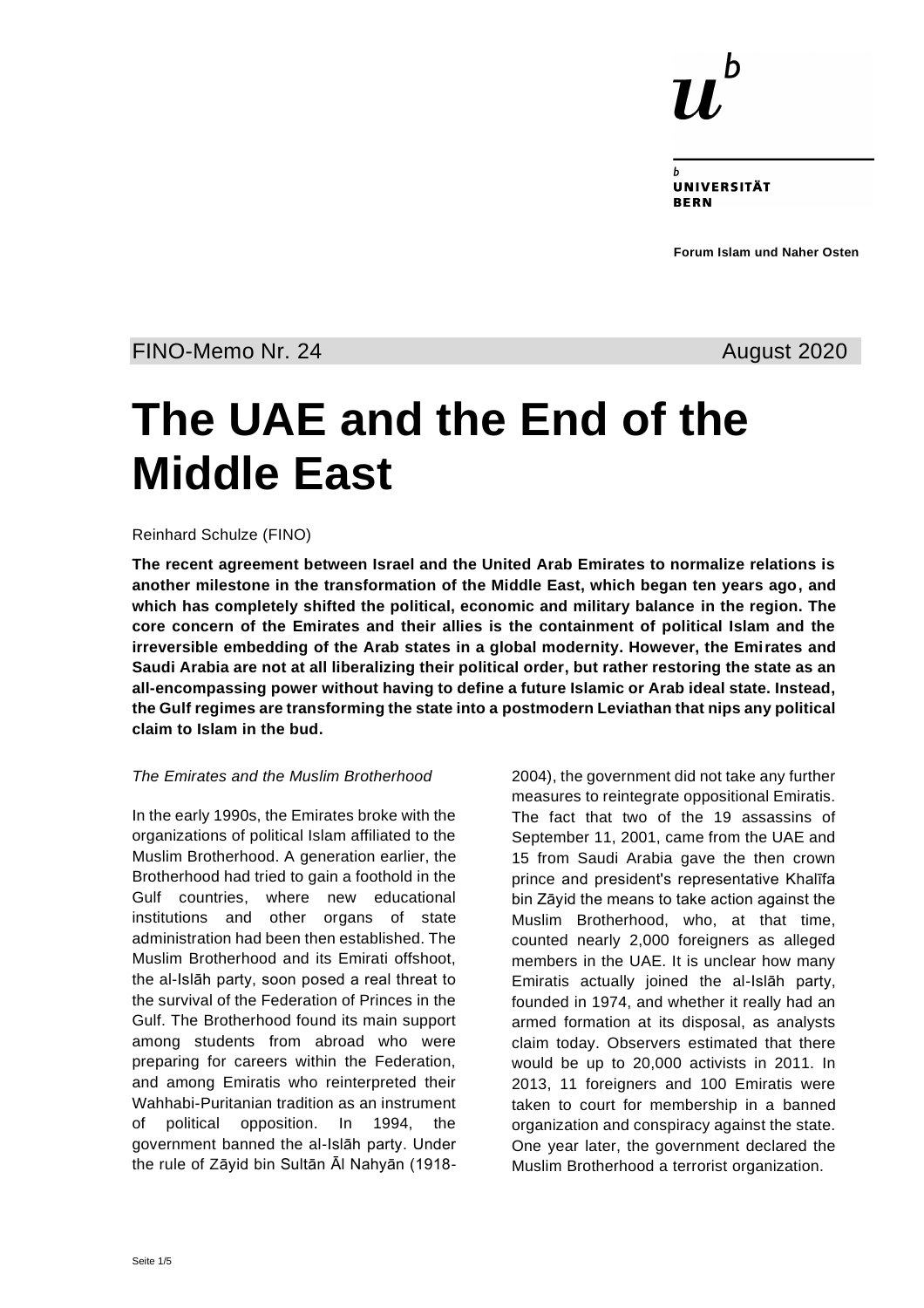UNIVERSITÄT BERN

**Forum Islam und Naher Osten**

FINO-Memo Nr. 24 August 2020

# The UAE and the End of the Middle East

Reinhard Schulze (FINO)

**The recent agreement between Israel and the United Arab Emirates to normalize relations is another milestone in the transformation of the Middle East, which began ten years ago, and which has completely shifted the political, economic and military balance in the region. The core concern of the Emirates and their allies is the containment of political Islam and the irreversible embedding of the Arab states in a global modernity. However, the Emirates and Saudi Arabia are not at all liberalizing their political order, but rather restoring the state as an all-encompassing power without having to define a future Islamic or Arab ideal state. Instead, the Gulf regimes are transforming the state into a postmodern Leviathan that nips any political claim to Islam in the bud.**

*The Emirates and the Muslim Brotherhood*

In the early 1990s, the Emirates broke with the organizations of political Islam affiliated to the Muslim Brotherhood. A generation earlier, the Brotherhood had tried to gain a foothold in the Gulf countries, where new educational institutions and other organs of state administration had been then established. The Muslim Brotherhood and its Emirati offshoot, the al-Islāh party, soon posed a real threat to the survival of the Federation of Princes in the Gulf. The Brotherhood found its main support among students from abroad who were preparing for careers within the Federation, and among Emiratis who reinterpreted their Wahhabi-Puritanian tradition as an instrument of political opposition. In 1994, the government banned the al-Islāh party. Under the rule of Zāyid bin Sultān Āl Nahyān (1918-2004), the government did not take any further measures to reintegrate oppositional Emiratis. The fact that two of the 19 assassins of September 11, 2001, came from the UAE and 15 from Saudi Arabia gave the then crown prince and president's representative Khalīfa bin Zāyid the means to take action against the Muslim Brotherhood, who, at that time, counted nearly 2,000 foreigners as alleged members in the UAE. It is unclear how many Emiratis actually joined the al-Islāh party, founded in 1974, and whether it really had an armed formation at its disposal, as analysts claim today. Observers estimated that there would be up to 20,000 activists in 2011. In 2013, 11 foreigners and 100 Emiratis were taken to court for membership in a banned organization and conspiracy against the state. One year later, the government declared the Muslim Brotherhood a terrorist organization.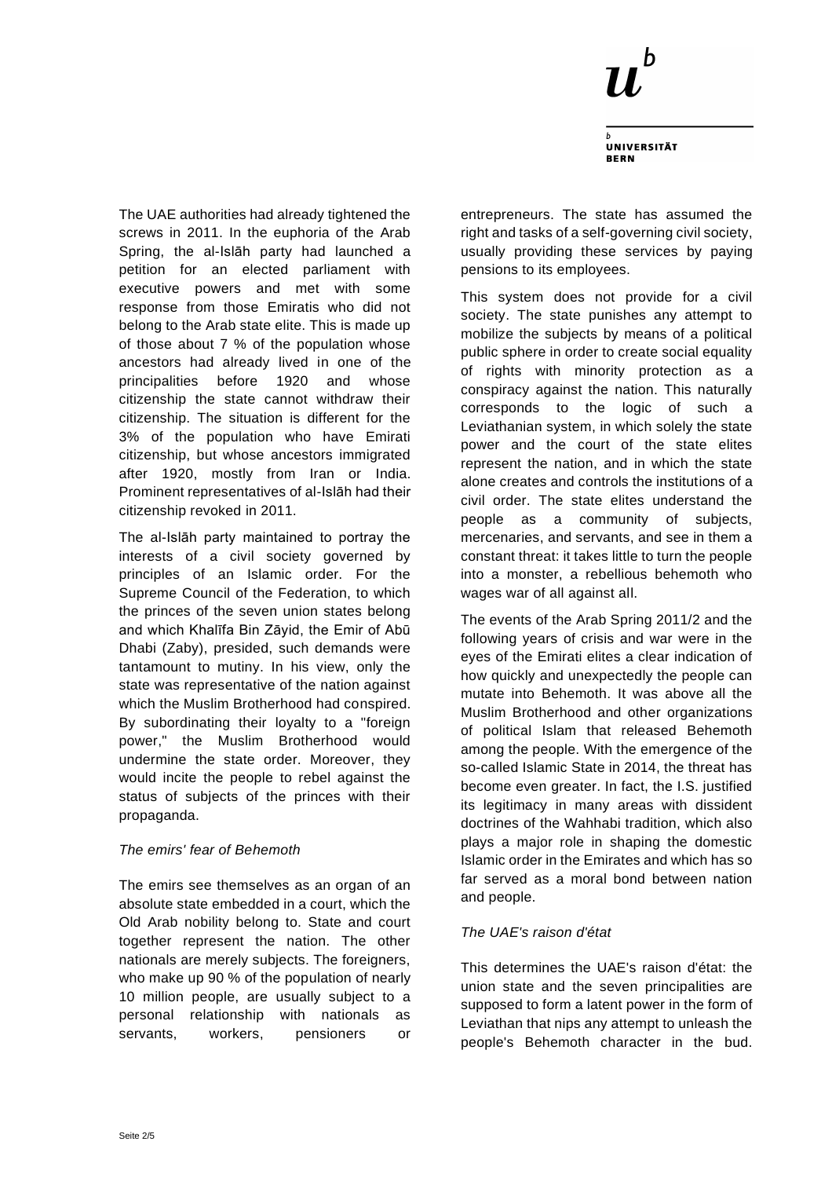The UAE authorities had already tightened the screws in 2011. In the euphoria of the Arab Spring, the al-Islāh party had launched a petition for an elected parliament with executive powers and met with some response from those Emiratis who did not belong to the Arab state elite. This is made up of those about 7 % of the population whose ancestors had already lived in one of the principalities before 1920 and whose citizenship the state cannot withdraw their citizenship. The situation is different for the 3% of the population who have Emirati citizenship, but whose ancestors immigrated after 1920, mostly from Iran or India. Prominent representatives of al-Islāh had their citizenship revoked in 2011.

The al-Islāh party maintained to portray the interests of a civil society governed by principles of an Islamic order. For the Supreme Council of the Federation, to which the princes of the seven union states belong and which Khalīfa Bin Zāyid, the Emir of Abū Dhabi (Zaby), presided, such demands were tantamount to mutiny. In his view, only the state was representative of the nation against which the Muslim Brotherhood had conspired. By subordinating their loyalty to a "foreign power," the Muslim Brotherhood would undermine the state order. Moreover, they would incite the people to rebel against the status of subjects of the princes with their propaganda.

*The emirs' fear of Behemoth*

The emirs see themselves as an organ of an absolute state embedded in a court, which the Old Arab nobility belong to. State and court together represent the nation. The other nationals are merely subjects. The foreigners, who make up 90 % of the population of nearly 10 million people, are usually subject to a personal relationship with nationals as servants, workers, pensioners or entrepreneurs. The state has assumed the right and tasks of a self-governing civil society, usually providing these services by paying pensions to its employees.

This system does not provide for a civil society. The state punishes any attempt to mobilize the subjects by means of a political public sphere in order to create social equality of rights with minority protection as a conspiracy against the nation. This naturally corresponds to the logic of such a Leviathanian system, in which solely the state power and the court of the state elites represent the nation, and in which the state alone creates and controls the institutions of a civil order. The state elites understand the people as a community of subjects, mercenaries, and servants, and see in them a constant threat: it takes little to turn the people into a monster, a rebellious behemoth who wages war of all against all.

The events of the Arab Spring 2011/2 and the following years of crisis and war were in the eyes of the Emirati elites a clear indication of how quickly and unexpectedly the people can mutate into Behemoth. It was above all the Muslim Brotherhood and other organizations of political Islam that released Behemoth among the people. With the emergence of the so-called Islamic State in 2014, the threat has become even greater. In fact, the I.S. justified its legitimacy in many areas with dissident doctrines of the Wahhabi tradition, which also plays a major role in shaping the domestic Islamic order in the Emirates and which has so far served as a moral bond between nation and people.

*The UAE's raison d'état*

This determines the UAE's raison d'état: the union state and the seven principalities are supposed to form a latent power in the form of Leviathan that nips any attempt to unleash the people's Behemoth character in the bud.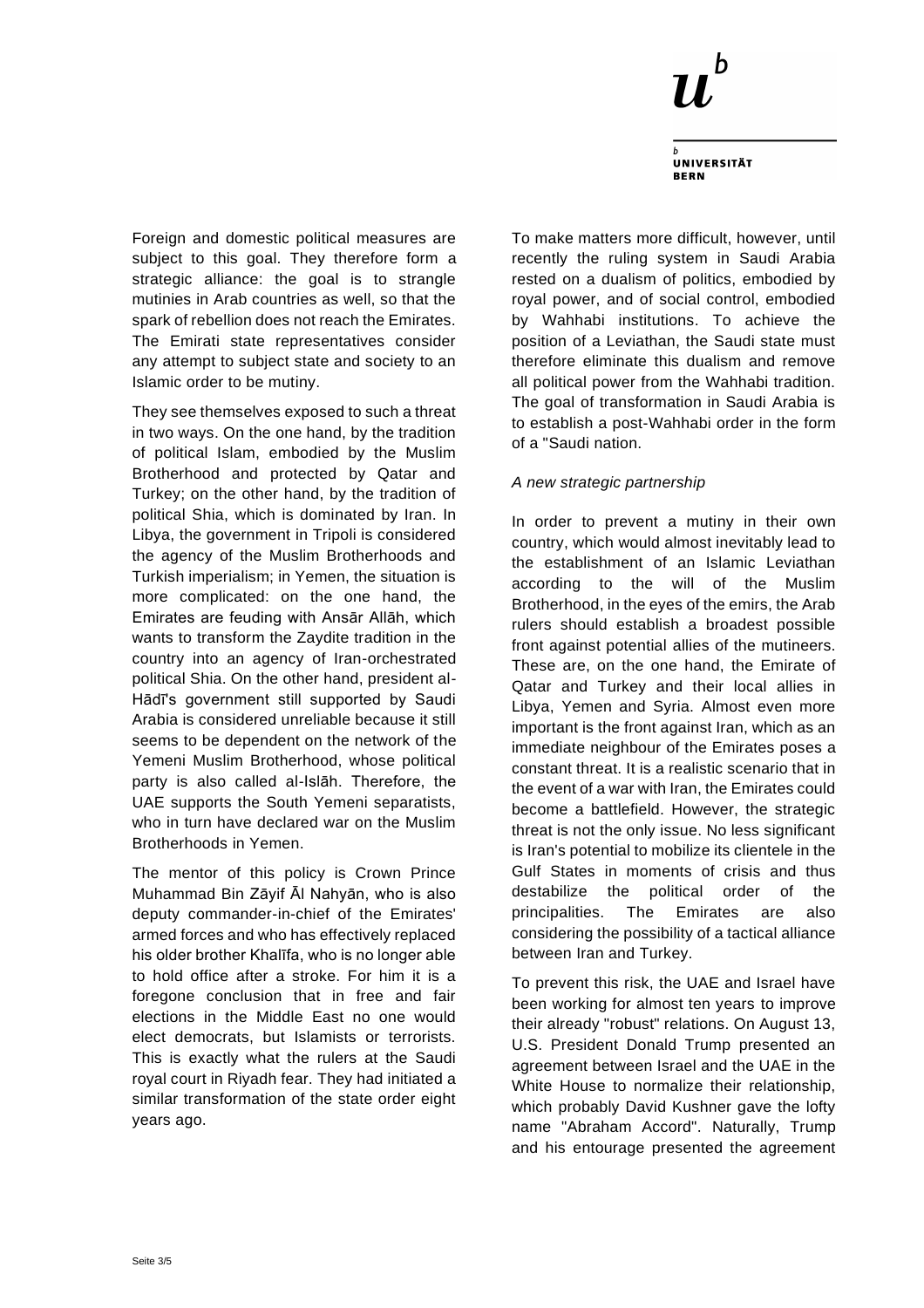Foreign and domestic political measures are subject to this goal. They therefore form a strategic alliance: the goal is to strangle mutinies in Arab countries as well, so that the spark of rebellion does not reach the Emirates. The Emirati state representatives consider any attempt to subject state and society to an Islamic order to be mutiny.

They see themselves exposed to such a threat in two ways. On the one hand, by the tradition of political Islam, embodied by the Muslim Brotherhood and protected by Qatar and Turkey; on the other hand, by the tradition of political Shia, which is dominated by Iran. In Libya, the government in Tripoli is considered the agency of the Muslim Brotherhoods and Turkish imperialism; in Yemen, the situation is more complicated: on the one hand, the Emirates are feuding with Ansār Allāh, which wants to transform the Zaydite tradition in the country into an agency of Iran-orchestrated political Shia. On the other hand, president al-Hādī's government still supported by Saudi Arabia is considered unreliable because it still seems to be dependent on the network of the Yemeni Muslim Brotherhood, whose political party is also called al-Islāh. Therefore, the UAE supports the South Yemeni separatists, who in turn have declared war on the Muslim Brotherhoods in Yemen.

The mentor of this policy is Crown Prince Muhammad Bin Zāyif Āl Nahyān, who is also deputy commander-in-chief of the Emirates' armed forces and who has effectively replaced his older brother Khalīfa, who is no longer able to hold office after a stroke. For him it is a foregone conclusion that in free and fair elections in the Middle East no one would elect democrats, but Islamists or terrorists. This is exactly what the rulers at the Saudi royal court in Riyadh fear. They had initiated a similar transformation of the state order eight years ago.

To make matters more difficult, however, until recently the ruling system in Saudi Arabia rested on a dualism of politics, embodied by royal power, and of social control, embodied by Wahhabi institutions. To achieve the position of a Leviathan, the Saudi state must therefore eliminate this dualism and remove all political power from the Wahhabi tradition. The goal of transformation in Saudi Arabia is to establish a post-Wahhabi order in the form of a "Saudi nation.

*A new strategic partnership*

In order to prevent a mutiny in their own country, which would almost inevitably lead to the establishment of an Islamic Leviathan according to the will of the Muslim Brotherhood, in the eyes of the emirs, the Arab rulers should establish a broadest possible front against potential allies of the mutineers. These are, on the one hand, the Emirate of Qatar and Turkey and their local allies in Libya, Yemen and Syria. Almost even more important is the front against Iran, which as an immediate neighbour of the Emirates poses a constant threat. It is a realistic scenario that in the event of a war with Iran, the Emirates could become a battlefield. However, the strategic threat is not the only issue. No less significant is Iran's potential to mobilize its clientele in the Gulf States in moments of crisis and thus destabilize the political order of the principalities. The Emirates are also considering the possibility of a tactical alliance between Iran and Turkey.

To prevent this risk, the UAE and Israel have been working for almost ten years to improve their already "robust" relations. On August 13, U.S. President Donald Trump presented an agreement between Israel and the UAE in the White House to normalize their relationship, which probably David Kushner gave the lofty name "Abraham Accord". Naturally, Trump and his entourage presented the agreement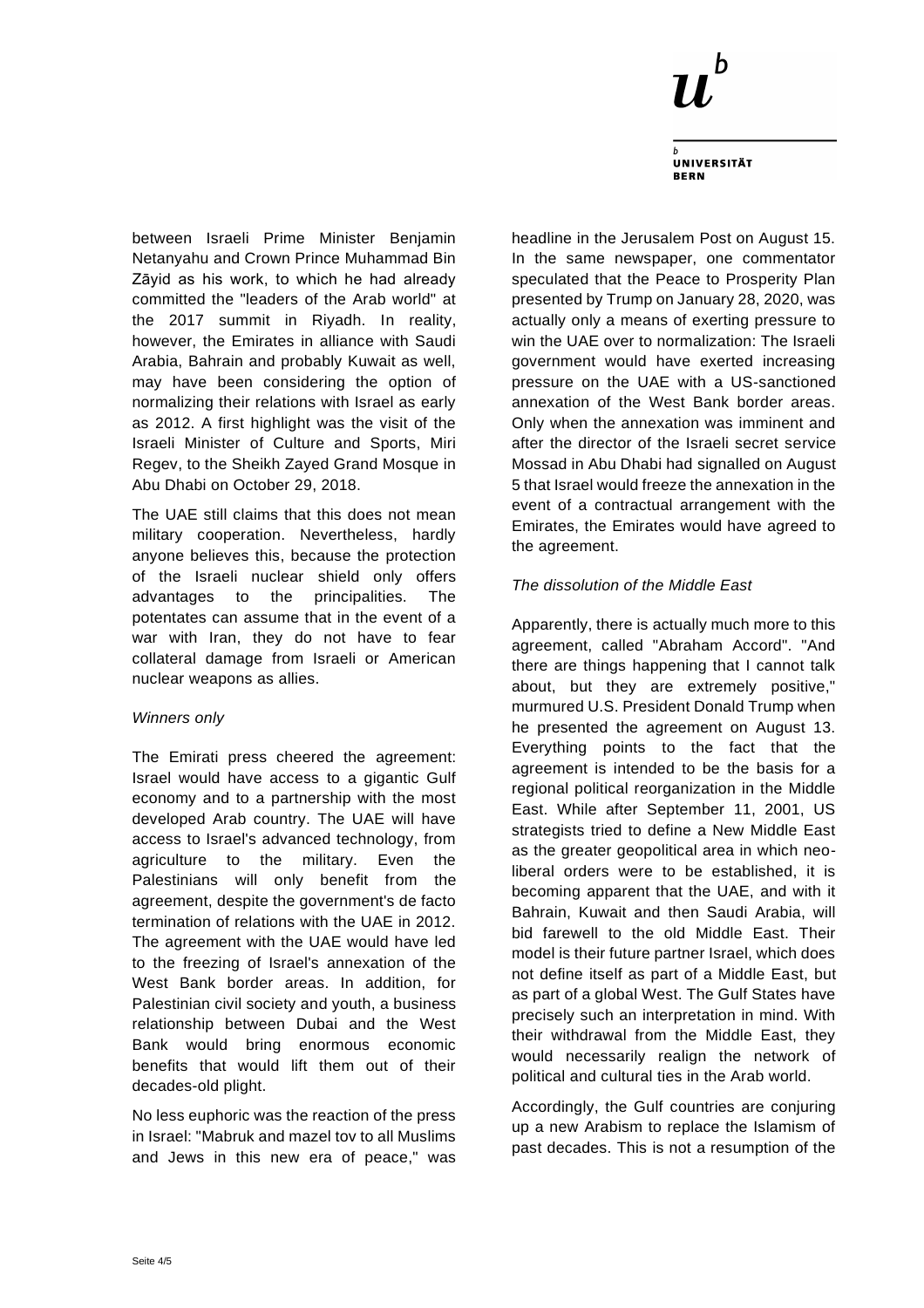between Israeli Prime Minister Benjamin Netanyahu and Crown Prince Muhammad Bin Zāyid as his work, to which he had already committed the "leaders of the Arab world" at the 2017 summit in Riyadh. In reality, however, the Emirates in alliance with Saudi Arabia, Bahrain and probably Kuwait as well, may have been considering the option of normalizing their relations with Israel as early as 2012. A first highlight was the visit of the Israeli Minister of Culture and Sports, Miri Regev, to the Sheikh Zayed Grand Mosque in Abu Dhabi on October 29, 2018.

The UAE still claims that this does not mean military cooperation. Nevertheless, hardly anyone believes this, because the protection of the Israeli nuclear shield only offers advantages to the principalities. The potentates can assume that in the event of a war with Iran, they do not have to fear collateral damage from Israeli or American nuclear weapons as allies.

*Winners only*

The Emirati press cheered the agreement: Israel would have access to a gigantic Gulf economy and to a partnership with the most developed Arab country. The UAE will have access to Israel's advanced technology, from agriculture to the military. Even the Palestinians will only benefit from the agreement, despite the government's de facto termination of relations with the UAE in 2012. The agreement with the UAE would have led to the freezing of Israel's annexation of the West Bank border areas. In addition, for Palestinian civil society and youth, a business relationship between Dubai and the West Bank would bring enormous economic benefits that would lift them out of their decades-old plight.

No less euphoric was the reaction of the press in Israel: "Mabruk and mazel tov to all Muslims and Jews in this new era of peace," was headline in the Jerusalem Post on August 15. In the same newspaper, one commentator speculated that the Peace to Prosperity Plan presented by Trump on January 28, 2020, was actually only a means of exerting pressure to win the UAE over to normalization: The Israeli government would have exerted increasing pressure on the UAE with a US-sanctioned annexation of the West Bank border areas. Only when the annexation was imminent and after the director of the Israeli secret service Mossad in Abu Dhabi had signalled on August 5 that Israel would freeze the annexation in the event of a contractual arrangement with the Emirates, the Emirates would have agreed to the agreement.

*The dissolution of the Middle East*

Apparently, there is actually much more to this agreement, called "Abraham Accord". "And there are things happening that I cannot talk about, but they are extremely positive," murmured U.S. President Donald Trump when he presented the agreement on August 13. Everything points to the fact that the agreement is intended to be the basis for a regional political reorganization in the Middle East. While after September 11, 2001, US strategists tried to define a New Middle East as the greater geopolitical area in which neo-liberal orders were to be established, it is becoming apparent that the UAE, and with it Bahrain, Kuwait and then Saudi Arabia, will bid farewell to the old Middle East. Their model is their future partner Israel, which does not define itself as part of a Middle East, but as part of a global West. The Gulf States have precisely such an interpretation in mind. With their withdrawal from the Middle East, they would necessarily realign the network of political and cultural ties in the Arab world.

Accordingly, the Gulf countries are conjuring up a new Arabism to replace the Islamism of past decades. This is not a resumption of the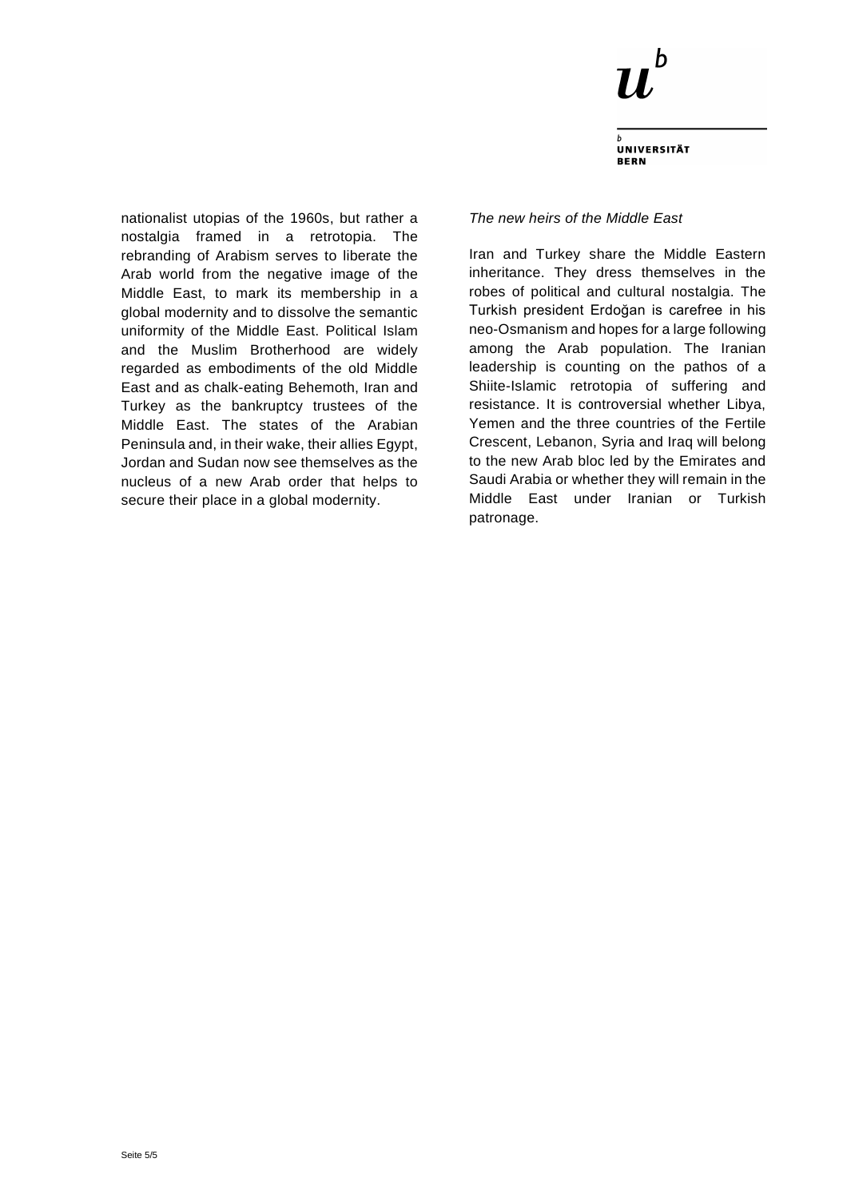nationalist utopias of the 1960s, but rather a nostalgia framed in a retrotopia. The rebranding of Arabism serves to liberate the Arab world from the negative image of the Middle East, to mark its membership in a global modernity and to dissolve the semantic uniformity of the Middle East. Political Islam and the Muslim Brotherhood are widely regarded as embodiments of the old Middle East and as chalk-eating Behemoth, Iran and Turkey as the bankruptcy trustees of the Middle East. The states of the Arabian Peninsula and, in their wake, their allies Egypt, Jordan and Sudan now see themselves as the nucleus of a new Arab order that helps to secure their place in a global modernity.

*The new heirs of the Middle East*

Iran and Turkey share the Middle Eastern inheritance. They dress themselves in the robes of political and cultural nostalgia. The Turkish president Erdoğan is carefree in his neo-Osmanism and hopes for a large following among the Arab population. The Iranian leadership is counting on the pathos of a Shiite-Islamic retrotopia of suffering and resistance. It is controversial whether Libya, Yemen and the three countries of the Fertile Crescent, Lebanon, Syria and Iraq will belong to the new Arab bloc led by the Emirates and Saudi Arabia or whether they will remain in the Middle East under Iranian or Turkish patronage.